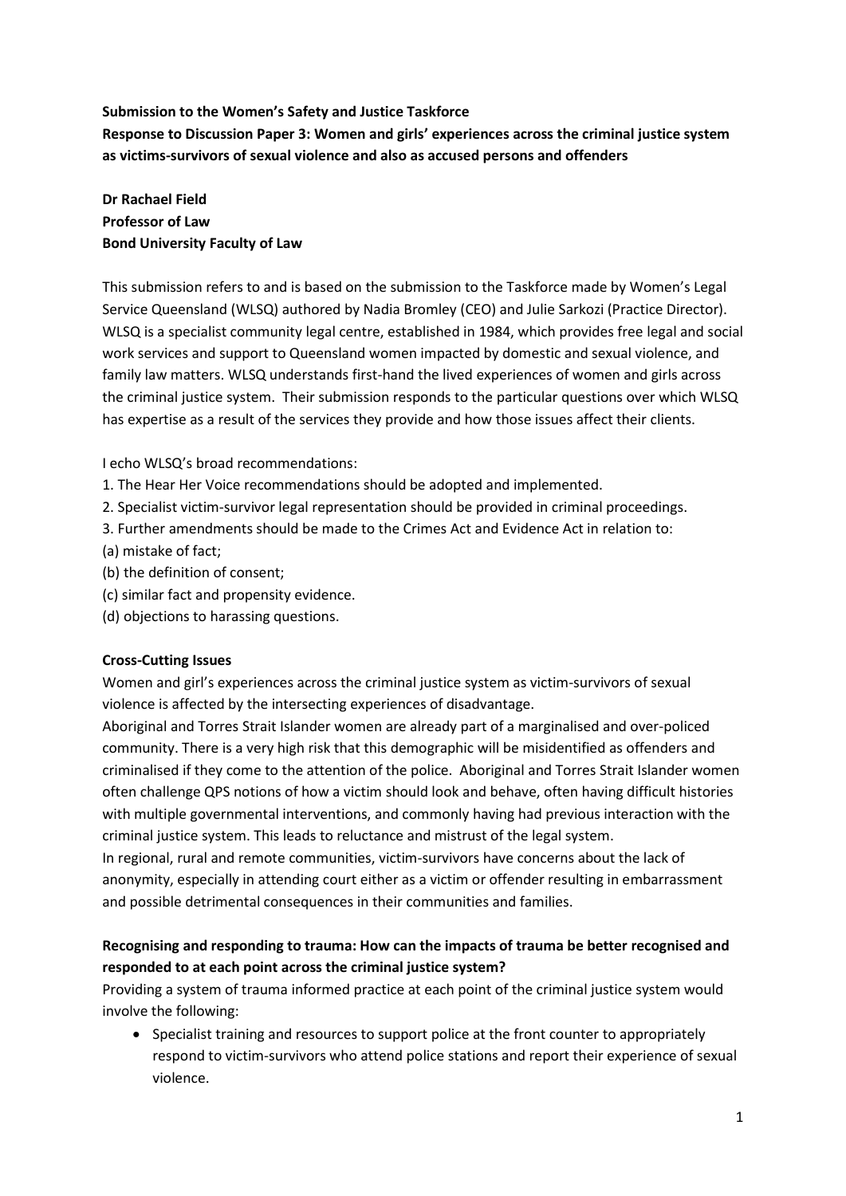**Submission to the Women's Safety and Justice Taskforce**
**Response to Discussion Paper 3: Women and girls' experiences across the criminal justice system as victims-survivors of sexual violence and also as accused persons and offenders**

**Dr Rachael Field**
**Professor of Law**
**Bond University Faculty of Law**

This submission refers to and is based on the submission to the Taskforce made by Women's Legal Service Queensland (WLSQ) authored by Nadia Bromley (CEO) and Julie Sarkozi (Practice Director). WLSQ is a specialist community legal centre, established in 1984, which provides free legal and social work services and support to Queensland women impacted by domestic and sexual violence, and family law matters. WLSQ understands first-hand the lived experiences of women and girls across the criminal justice system. Their submission responds to the particular questions over which WLSQ has expertise as a result of the services they provide and how those issues affect their clients.

I echo WLSQ's broad recommendations:

1. The Hear Her Voice recommendations should be adopted and implemented.
2. Specialist victim-survivor legal representation should be provided in criminal proceedings.
3. Further amendments should be made to the Crimes Act and Evidence Act in relation to:

(a) mistake of fact;
(b) the definition of consent;
(c) similar fact and propensity evidence.
(d) objections to harassing questions.

**Cross-Cutting Issues**

Women and girl's experiences across the criminal justice system as victim-survivors of sexual violence is affected by the intersecting experiences of disadvantage.

Aboriginal and Torres Strait Islander women are already part of a marginalised and over-policed community. There is a very high risk that this demographic will be misidentified as offenders and criminalised if they come to the attention of the police. Aboriginal and Torres Strait Islander women often challenge QPS notions of how a victim should look and behave, often having difficult histories with multiple governmental interventions, and commonly having had previous interaction with the criminal justice system. This leads to reluctance and mistrust of the legal system.

In regional, rural and remote communities, victim-survivors have concerns about the lack of anonymity, especially in attending court either as a victim or offender resulting in embarrassment and possible detrimental consequences in their communities and families.

**Recognising and responding to trauma: How can the impacts of trauma be better recognised and responded to at each point across the criminal justice system?**

Providing a system of trauma informed practice at each point of the criminal justice system would involve the following:

- Specialist training and resources to support police at the front counter to appropriately respond to victim-survivors who attend police stations and report their experience of sexual violence.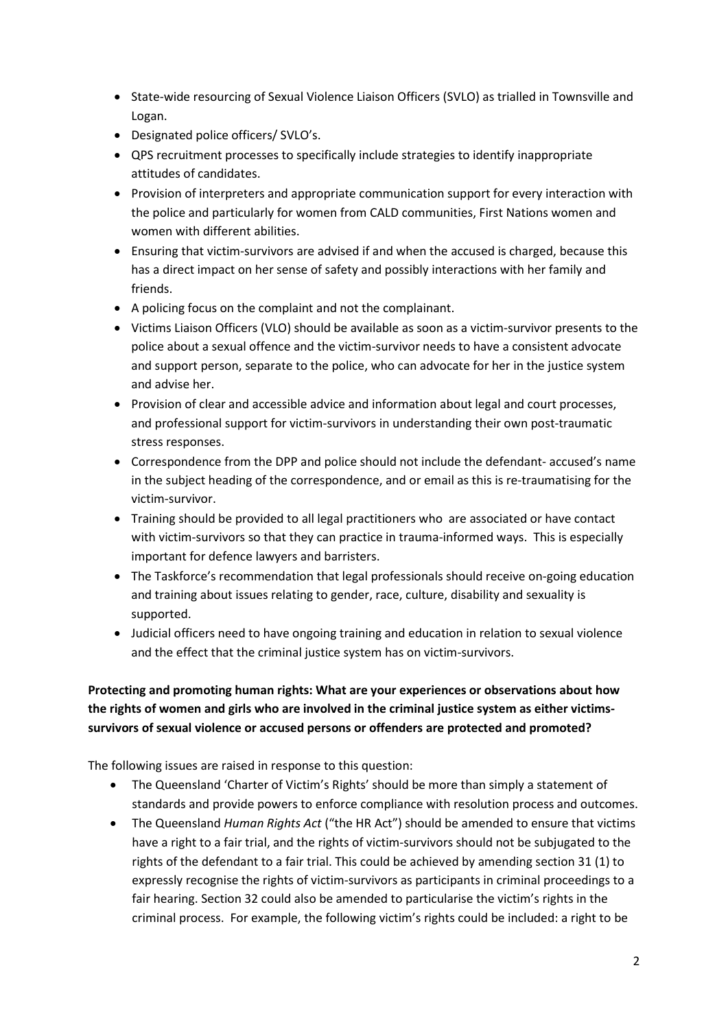- State-wide resourcing of Sexual Violence Liaison Officers (SVLO) as trialled in Townsville and Logan.
- Designated police officers/ SVLO's.
- QPS recruitment processes to specifically include strategies to identify inappropriate attitudes of candidates.
- Provision of interpreters and appropriate communication support for every interaction with the police and particularly for women from CALD communities, First Nations women and women with different abilities.
- Ensuring that victim-survivors are advised if and when the accused is charged, because this has a direct impact on her sense of safety and possibly interactions with her family and friends.
- A policing focus on the complaint and not the complainant.
- Victims Liaison Officers (VLO) should be available as soon as a victim-survivor presents to the police about a sexual offence and the victim-survivor needs to have a consistent advocate and support person, separate to the police, who can advocate for her in the justice system and advise her.
- Provision of clear and accessible advice and information about legal and court processes, and professional support for victim-survivors in understanding their own post-traumatic stress responses.
- Correspondence from the DPP and police should not include the defendant- accused's name in the subject heading of the correspondence, and or email as this is re-traumatising for the victim-survivor.
- Training should be provided to all legal practitioners who are associated or have contact with victim-survivors so that they can practice in trauma-informed ways. This is especially important for defence lawyers and barristers.
- The Taskforce's recommendation that legal professionals should receive on-going education and training about issues relating to gender, race, culture, disability and sexuality is supported.
- Judicial officers need to have ongoing training and education in relation to sexual violence and the effect that the criminal justice system has on victim-survivors.

**Protecting and promoting human rights: What are your experiences or observations about how the rights of women and girls who are involved in the criminal justice system as either victims-survivors of sexual violence or accused persons or offenders are protected and promoted?**

The following issues are raised in response to this question:

- The Queensland 'Charter of Victim's Rights' should be more than simply a statement of standards and provide powers to enforce compliance with resolution process and outcomes.
- The Queensland *Human Rights Act* ("the HR Act") should be amended to ensure that victims have a right to a fair trial, and the rights of victim-survivors should not be subjugated to the rights of the defendant to a fair trial. This could be achieved by amending section 31 (1) to expressly recognise the rights of victim-survivors as participants in criminal proceedings to a fair hearing. Section 32 could also be amended to particularise the victim's rights in the criminal process. For example, the following victim's rights could be included: a right to be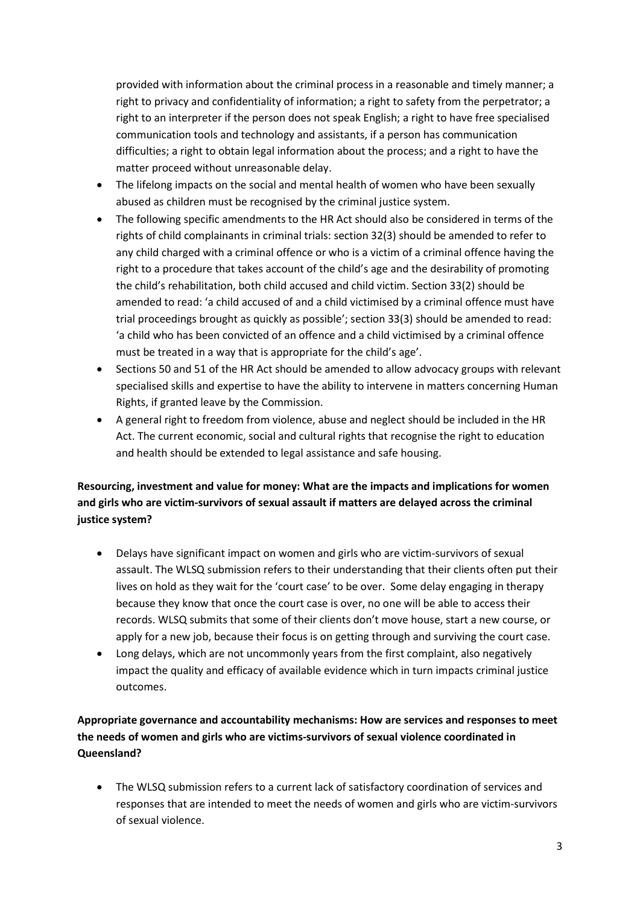provided with information about the criminal process in a reasonable and timely manner; a right to privacy and confidentiality of information; a right to safety from the perpetrator; a right to an interpreter if the person does not speak English; a right to have free specialised communication tools and technology and assistants, if a person has communication difficulties; a right to obtain legal information about the process; and a right to have the matter proceed without unreasonable delay.

- The lifelong impacts on the social and mental health of women who have been sexually abused as children must be recognised by the criminal justice system.
- The following specific amendments to the HR Act should also be considered in terms of the rights of child complainants in criminal trials: section 32(3) should be amended to refer to any child charged with a criminal offence or who is a victim of a criminal offence having the right to a procedure that takes account of the child's age and the desirability of promoting the child's rehabilitation, both child accused and child victim. Section 33(2) should be amended to read: 'a child accused of and a child victimised by a criminal offence must have trial proceedings brought as quickly as possible'; section 33(3) should be amended to read: 'a child who has been convicted of an offence and a child victimised by a criminal offence must be treated in a way that is appropriate for the child's age'.
- Sections 50 and 51 of the HR Act should be amended to allow advocacy groups with relevant specialised skills and expertise to have the ability to intervene in matters concerning Human Rights, if granted leave by the Commission.
- A general right to freedom from violence, abuse and neglect should be included in the HR Act. The current economic, social and cultural rights that recognise the right to education and health should be extended to legal assistance and safe housing.

**Resourcing, investment and value for money: What are the impacts and implications for women and girls who are victim-survivors of sexual assault if matters are delayed across the criminal justice system?**

- Delays have significant impact on women and girls who are victim-survivors of sexual assault. The WLSQ submission refers to their understanding that their clients often put their lives on hold as they wait for the 'court case' to be over. Some delay engaging in therapy because they know that once the court case is over, no one will be able to access their records. WLSQ submits that some of their clients don't move house, start a new course, or apply for a new job, because their focus is on getting through and surviving the court case.
- Long delays, which are not uncommonly years from the first complaint, also negatively impact the quality and efficacy of available evidence which in turn impacts criminal justice outcomes.

**Appropriate governance and accountability mechanisms: How are services and responses to meet the needs of women and girls who are victims-survivors of sexual violence coordinated in Queensland?**

- The WLSQ submission refers to a current lack of satisfactory coordination of services and responses that are intended to meet the needs of women and girls who are victim-survivors of sexual violence.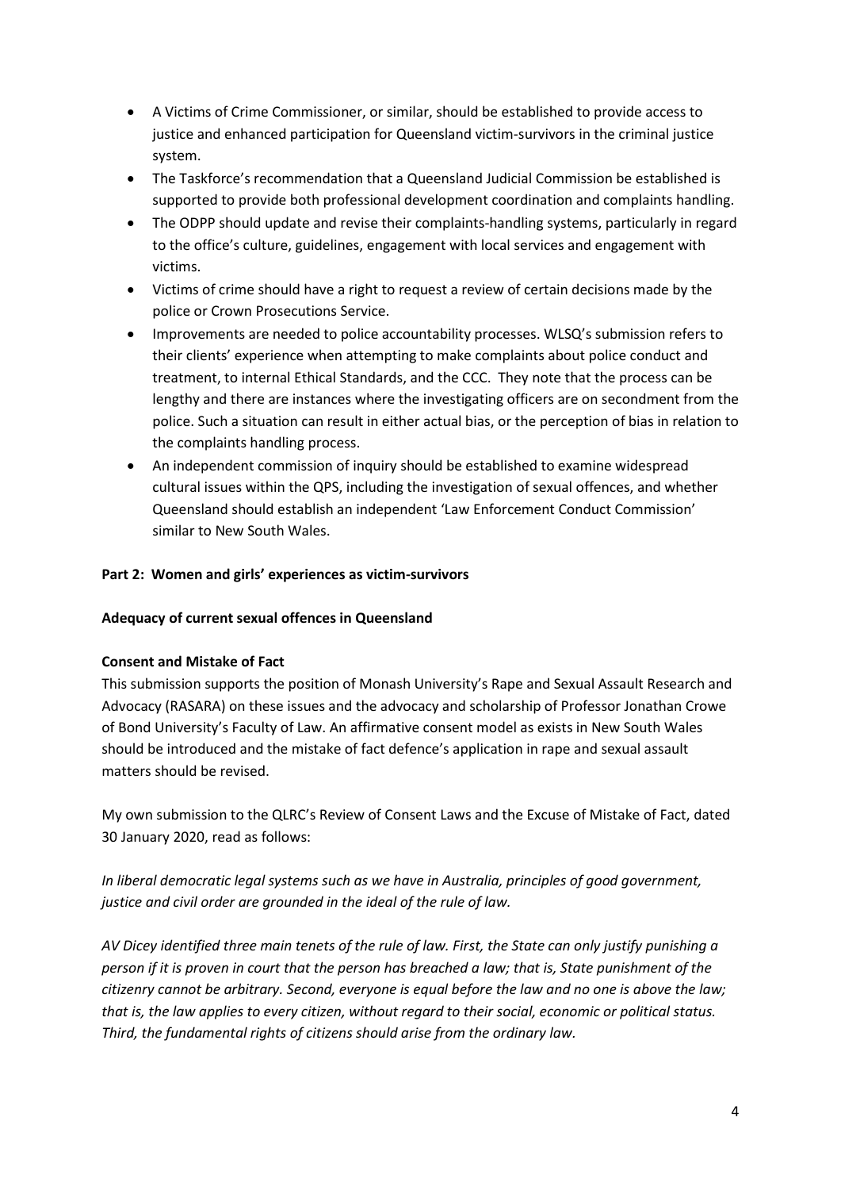- A Victims of Crime Commissioner, or similar, should be established to provide access to justice and enhanced participation for Queensland victim-survivors in the criminal justice system.
- The Taskforce's recommendation that a Queensland Judicial Commission be established is supported to provide both professional development coordination and complaints handling.
- The ODPP should update and revise their complaints-handling systems, particularly in regard to the office's culture, guidelines, engagement with local services and engagement with victims.
- Victims of crime should have a right to request a review of certain decisions made by the police or Crown Prosecutions Service.
- Improvements are needed to police accountability processes. WLSQ's submission refers to their clients' experience when attempting to make complaints about police conduct and treatment, to internal Ethical Standards, and the CCC. They note that the process can be lengthy and there are instances where the investigating officers are on secondment from the police. Such a situation can result in either actual bias, or the perception of bias in relation to the complaints handling process.
- An independent commission of inquiry should be established to examine widespread cultural issues within the QPS, including the investigation of sexual offences, and whether Queensland should establish an independent 'Law Enforcement Conduct Commission' similar to New South Wales.

**Part 2: Women and girls' experiences as victim-survivors**

**Adequacy of current sexual offences in Queensland**

**Consent and Mistake of Fact**

This submission supports the position of Monash University's Rape and Sexual Assault Research and Advocacy (RASARA) on these issues and the advocacy and scholarship of Professor Jonathan Crowe of Bond University's Faculty of Law. An affirmative consent model as exists in New South Wales should be introduced and the mistake of fact defence's application in rape and sexual assault matters should be revised.

My own submission to the QLRC's Review of Consent Laws and the Excuse of Mistake of Fact, dated 30 January 2020, read as follows:

*In liberal democratic legal systems such as we have in Australia, principles of good government, justice and civil order are grounded in the ideal of the rule of law.*

*AV Dicey identified three main tenets of the rule of law. First, the State can only justify punishing a person if it is proven in court that the person has breached a law; that is, State punishment of the citizenry cannot be arbitrary. Second, everyone is equal before the law and no one is above the law; that is, the law applies to every citizen, without regard to their social, economic or political status. Third, the fundamental rights of citizens should arise from the ordinary law.*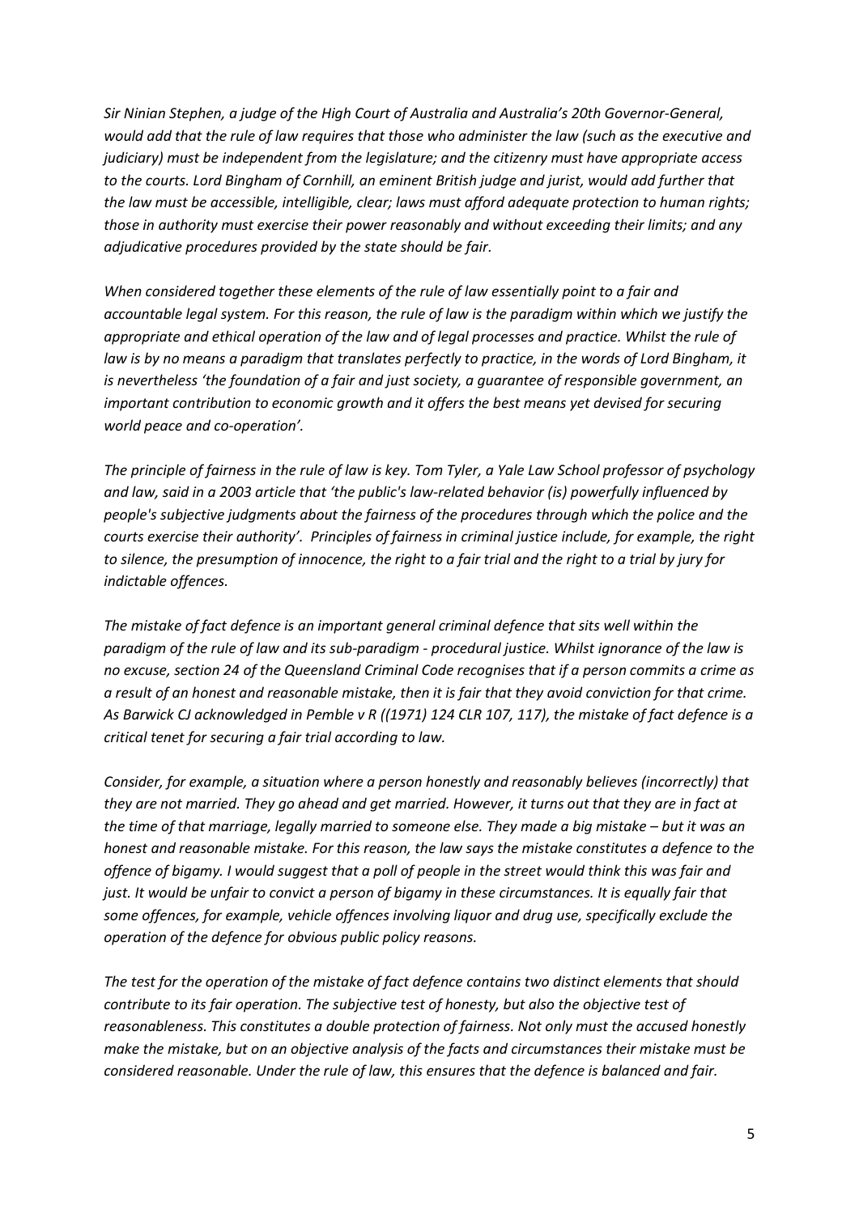*Sir Ninian Stephen, a judge of the High Court of Australia and Australia's 20th Governor-General, would add that the rule of law requires that those who administer the law (such as the executive and judiciary) must be independent from the legislature; and the citizenry must have appropriate access to the courts. Lord Bingham of Cornhill, an eminent British judge and jurist, would add further that the law must be accessible, intelligible, clear; laws must afford adequate protection to human rights; those in authority must exercise their power reasonably and without exceeding their limits; and any adjudicative procedures provided by the state should be fair.*

*When considered together these elements of the rule of law essentially point to a fair and accountable legal system. For this reason, the rule of law is the paradigm within which we justify the appropriate and ethical operation of the law and of legal processes and practice. Whilst the rule of law is by no means a paradigm that translates perfectly to practice, in the words of Lord Bingham, it is nevertheless 'the foundation of a fair and just society, a guarantee of responsible government, an important contribution to economic growth and it offers the best means yet devised for securing world peace and co-operation'.*

*The principle of fairness in the rule of law is key. Tom Tyler, a Yale Law School professor of psychology and law, said in a 2003 article that 'the public's law-related behavior (is) powerfully influenced by people's subjective judgments about the fairness of the procedures through which the police and the courts exercise their authority'. Principles of fairness in criminal justice include, for example, the right to silence, the presumption of innocence, the right to a fair trial and the right to a trial by jury for indictable offences.*

*The mistake of fact defence is an important general criminal defence that sits well within the paradigm of the rule of law and its sub-paradigm - procedural justice. Whilst ignorance of the law is no excuse, section 24 of the Queensland Criminal Code recognises that if a person commits a crime as a result of an honest and reasonable mistake, then it is fair that they avoid conviction for that crime. As Barwick CJ acknowledged in Pemble v R ((1971) 124 CLR 107, 117), the mistake of fact defence is a critical tenet for securing a fair trial according to law.*

*Consider, for example, a situation where a person honestly and reasonably believes (incorrectly) that they are not married. They go ahead and get married. However, it turns out that they are in fact at the time of that marriage, legally married to someone else. They made a big mistake – but it was an honest and reasonable mistake. For this reason, the law says the mistake constitutes a defence to the offence of bigamy. I would suggest that a poll of people in the street would think this was fair and just. It would be unfair to convict a person of bigamy in these circumstances. It is equally fair that some offences, for example, vehicle offences involving liquor and drug use, specifically exclude the operation of the defence for obvious public policy reasons.*

*The test for the operation of the mistake of fact defence contains two distinct elements that should contribute to its fair operation. The subjective test of honesty, but also the objective test of reasonableness. This constitutes a double protection of fairness. Not only must the accused honestly make the mistake, but on an objective analysis of the facts and circumstances their mistake must be considered reasonable. Under the rule of law, this ensures that the defence is balanced and fair.*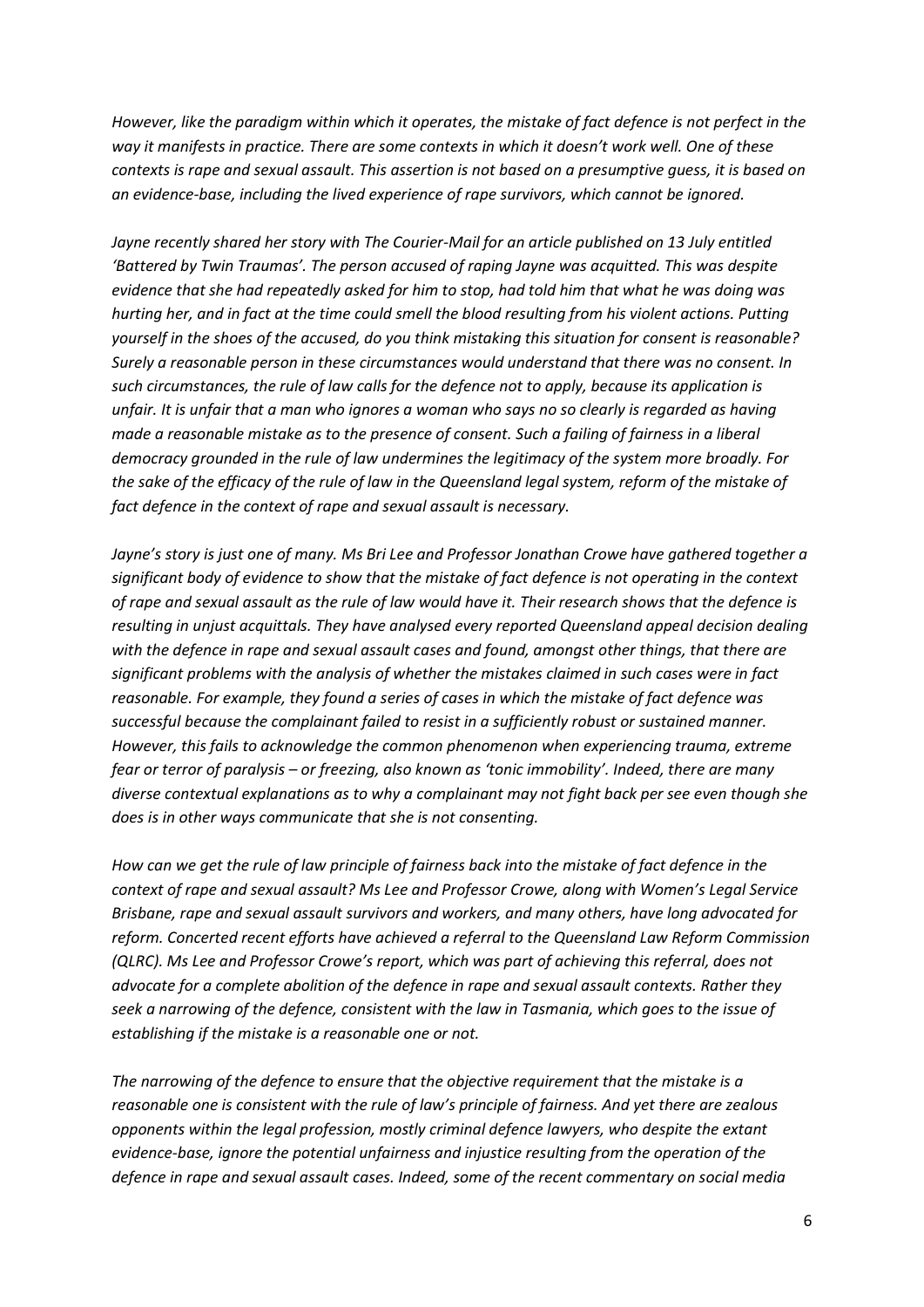*However, like the paradigm within which it operates, the mistake of fact defence is not perfect in the way it manifests in practice. There are some contexts in which it doesn't work well. One of these contexts is rape and sexual assault. This assertion is not based on a presumptive guess, it is based on an evidence-base, including the lived experience of rape survivors, which cannot be ignored.*

*Jayne recently shared her story with The Courier-Mail for an article published on 13 July entitled 'Battered by Twin Traumas'. The person accused of raping Jayne was acquitted. This was despite evidence that she had repeatedly asked for him to stop, had told him that what he was doing was hurting her, and in fact at the time could smell the blood resulting from his violent actions. Putting yourself in the shoes of the accused, do you think mistaking this situation for consent is reasonable? Surely a reasonable person in these circumstances would understand that there was no consent. In such circumstances, the rule of law calls for the defence not to apply, because its application is unfair. It is unfair that a man who ignores a woman who says no so clearly is regarded as having made a reasonable mistake as to the presence of consent. Such a failing of fairness in a liberal democracy grounded in the rule of law undermines the legitimacy of the system more broadly. For the sake of the efficacy of the rule of law in the Queensland legal system, reform of the mistake of fact defence in the context of rape and sexual assault is necessary.*

*Jayne's story is just one of many. Ms Bri Lee and Professor Jonathan Crowe have gathered together a significant body of evidence to show that the mistake of fact defence is not operating in the context of rape and sexual assault as the rule of law would have it. Their research shows that the defence is resulting in unjust acquittals. They have analysed every reported Queensland appeal decision dealing with the defence in rape and sexual assault cases and found, amongst other things, that there are significant problems with the analysis of whether the mistakes claimed in such cases were in fact reasonable. For example, they found a series of cases in which the mistake of fact defence was successful because the complainant failed to resist in a sufficiently robust or sustained manner. However, this fails to acknowledge the common phenomenon when experiencing trauma, extreme fear or terror of paralysis – or freezing, also known as 'tonic immobility'. Indeed, there are many diverse contextual explanations as to why a complainant may not fight back per see even though she does is in other ways communicate that she is not consenting.*

*How can we get the rule of law principle of fairness back into the mistake of fact defence in the context of rape and sexual assault? Ms Lee and Professor Crowe, along with Women's Legal Service Brisbane, rape and sexual assault survivors and workers, and many others, have long advocated for reform. Concerted recent efforts have achieved a referral to the Queensland Law Reform Commission (QLRC). Ms Lee and Professor Crowe's report, which was part of achieving this referral, does not advocate for a complete abolition of the defence in rape and sexual assault contexts. Rather they seek a narrowing of the defence, consistent with the law in Tasmania, which goes to the issue of establishing if the mistake is a reasonable one or not.*

*The narrowing of the defence to ensure that the objective requirement that the mistake is a reasonable one is consistent with the rule of law's principle of fairness. And yet there are zealous opponents within the legal profession, mostly criminal defence lawyers, who despite the extant evidence-base, ignore the potential unfairness and injustice resulting from the operation of the defence in rape and sexual assault cases. Indeed, some of the recent commentary on social media*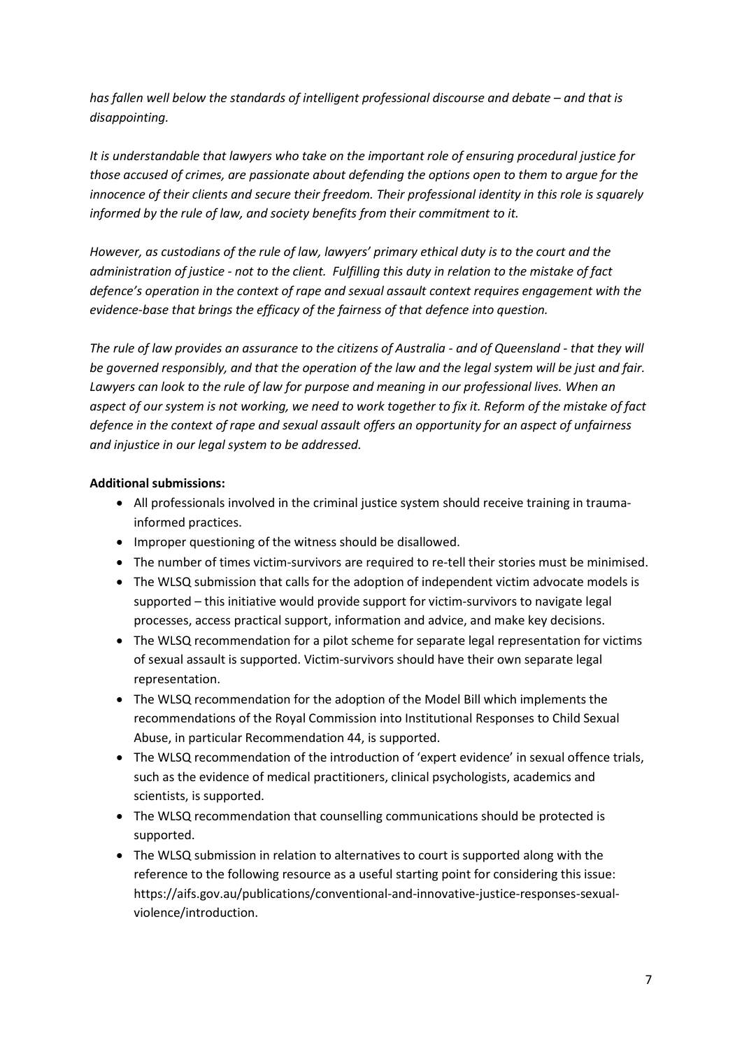*has fallen well below the standards of intelligent professional discourse and debate – and that is disappointing.*

*It is understandable that lawyers who take on the important role of ensuring procedural justice for those accused of crimes, are passionate about defending the options open to them to argue for the innocence of their clients and secure their freedom. Their professional identity in this role is squarely informed by the rule of law, and society benefits from their commitment to it.*

*However, as custodians of the rule of law, lawyers' primary ethical duty is to the court and the administration of justice - not to the client. Fulfilling this duty in relation to the mistake of fact defence's operation in the context of rape and sexual assault context requires engagement with the evidence-base that brings the efficacy of the fairness of that defence into question.*

*The rule of law provides an assurance to the citizens of Australia - and of Queensland - that they will be governed responsibly, and that the operation of the law and the legal system will be just and fair. Lawyers can look to the rule of law for purpose and meaning in our professional lives. When an aspect of our system is not working, we need to work together to fix it. Reform of the mistake of fact defence in the context of rape and sexual assault offers an opportunity for an aspect of unfairness and injustice in our legal system to be addressed.*

**Additional submissions:**

- All professionals involved in the criminal justice system should receive training in trauma-informed practices.
- Improper questioning of the witness should be disallowed.
- The number of times victim-survivors are required to re-tell their stories must be minimised.
- The WLSQ submission that calls for the adoption of independent victim advocate models is supported – this initiative would provide support for victim-survivors to navigate legal processes, access practical support, information and advice, and make key decisions.
- The WLSQ recommendation for a pilot scheme for separate legal representation for victims of sexual assault is supported. Victim-survivors should have their own separate legal representation.
- The WLSQ recommendation for the adoption of the Model Bill which implements the recommendations of the Royal Commission into Institutional Responses to Child Sexual Abuse, in particular Recommendation 44, is supported.
- The WLSQ recommendation of the introduction of 'expert evidence' in sexual offence trials, such as the evidence of medical practitioners, clinical psychologists, academics and scientists, is supported.
- The WLSQ recommendation that counselling communications should be protected is supported.
- The WLSQ submission in relation to alternatives to court is supported along with the reference to the following resource as a useful starting point for considering this issue: https://aifs.gov.au/publications/conventional-and-innovative-justice-responses-sexual-violence/introduction.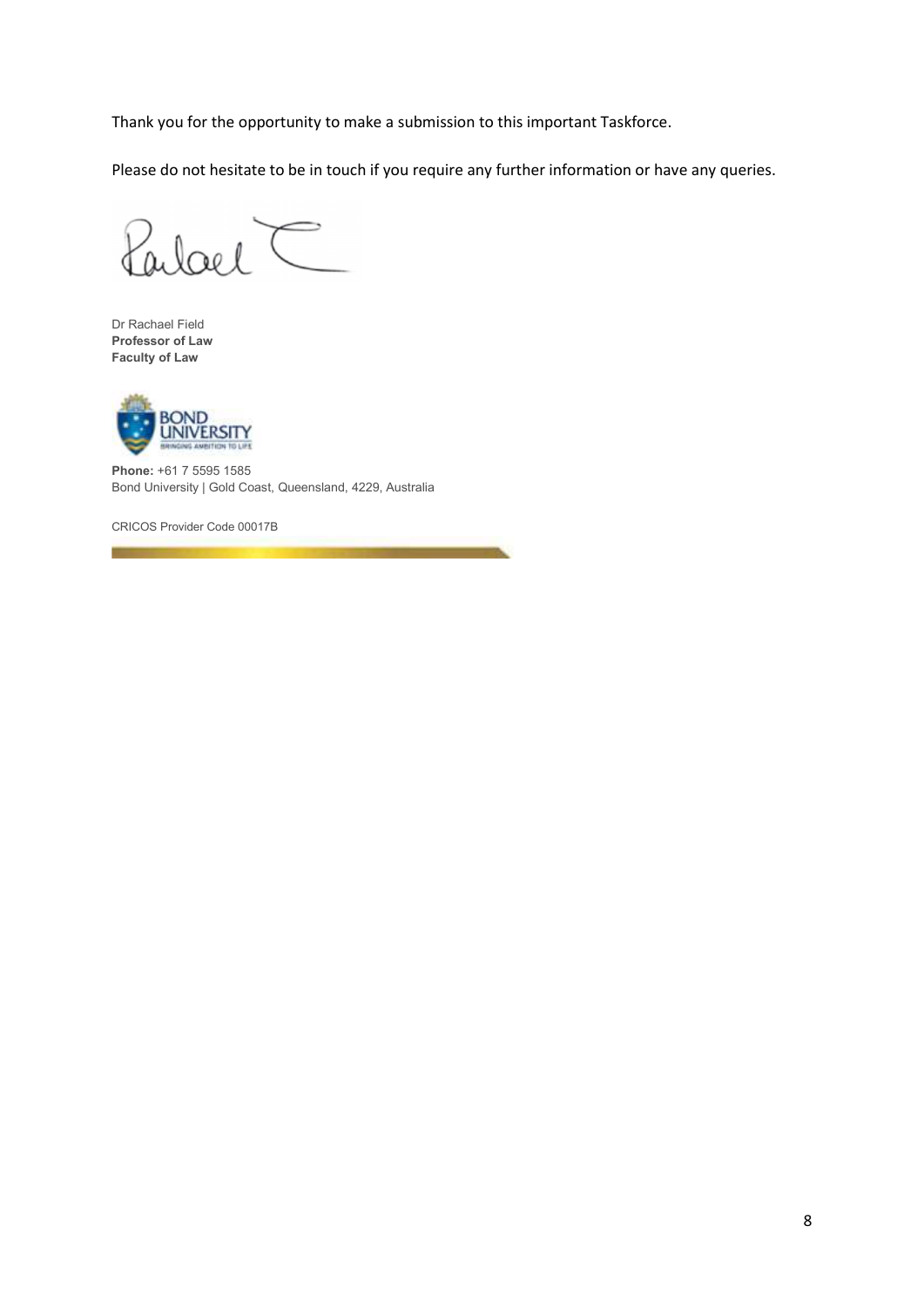Thank you for the opportunity to make a submission to this important Taskforce.

Please do not hesitate to be in touch if you require any further information or have any queries.

Dr Rachael Field
**Professor of Law**
**Faculty of Law**

**Phone:** +61 7 5595 1585
Bond University | Gold Coast, Queensland, 4229, Australia

CRICOS Provider Code 00017B